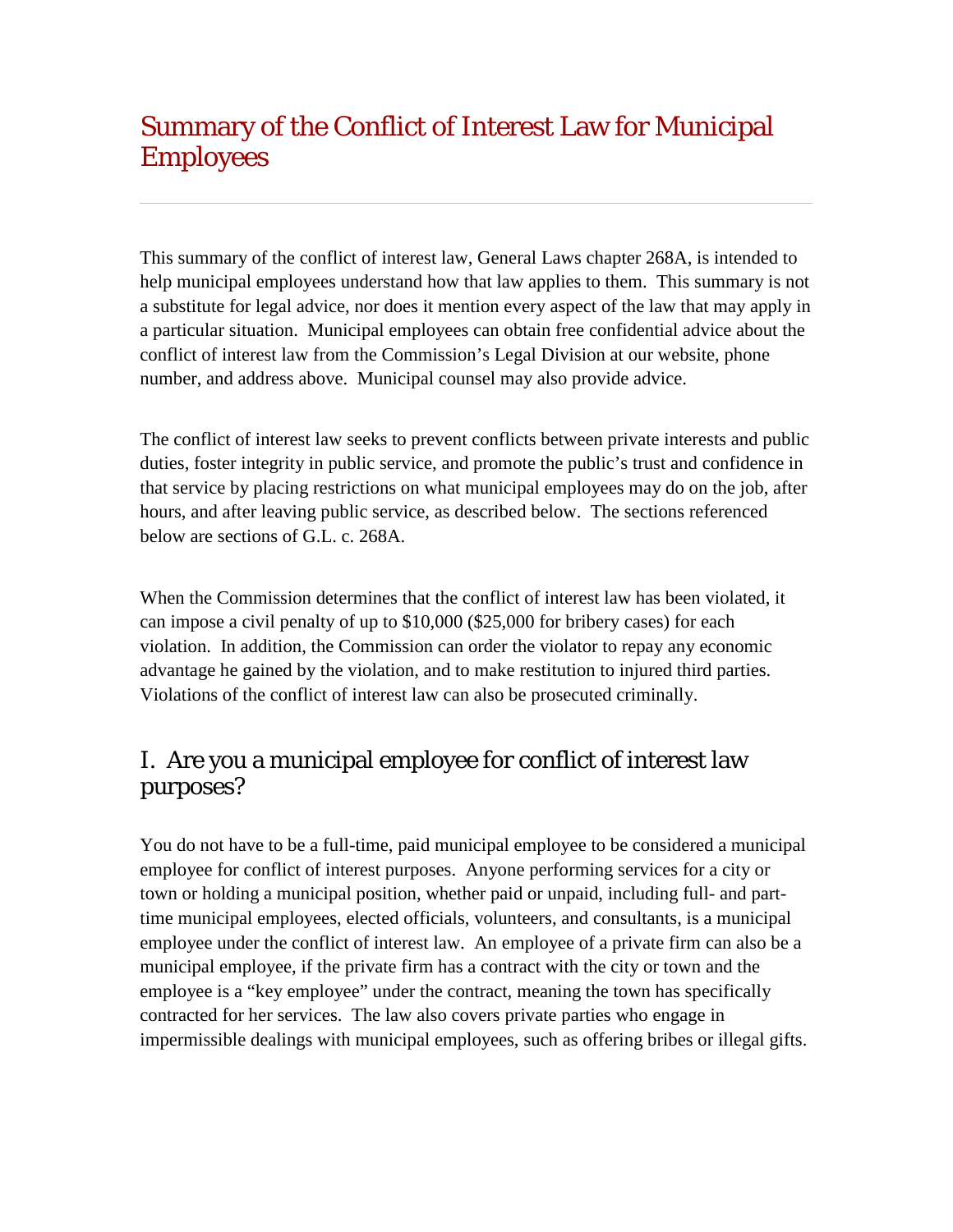# Summary of the Conflict of Interest Law for Municipal Employees

This summary of the conflict of interest law, General Laws chapter 268A, is intended to help municipal employees understand how that law applies to them. This summary is not a substitute for legal advice, nor does it mention every aspect of the law that may apply in a particular situation. Municipal employees can obtain free confidential advice about the conflict of interest law from the Commission's Legal Division at our website, phone number, and address above. Municipal counsel may also provide advice.

The conflict of interest law seeks to prevent conflicts between private interests and public duties, foster integrity in public service, and promote the public's trust and confidence in that service by placing restrictions on what municipal employees may do on the job, after hours, and after leaving public service, as described below. The sections referenced below are sections of G.L. c. 268A.

When the Commission determines that the conflict of interest law has been violated, it can impose a civil penalty of up to $10,000 ($25,000 for bribery cases) for each violation. In addition, the Commission can order the violator to repay any economic advantage he gained by the violation, and to make restitution to injured third parties. Violations of the conflict of interest law can also be prosecuted criminally.

## I. Are you a municipal employee for conflict of interest law purposes?

You do not have to be a full-time, paid municipal employee to be considered a municipal employee for conflict of interest purposes. Anyone performing services for a city or town or holding a municipal position, whether paid or unpaid, including full- and part-time municipal employees, elected officials, volunteers, and consultants, is a municipal employee under the conflict of interest law. An employee of a private firm can also be a municipal employee, if the private firm has a contract with the city or town and the employee is a "key employee" under the contract, meaning the town has specifically contracted for her services. The law also covers private parties who engage in impermissible dealings with municipal employees, such as offering bribes or illegal gifts.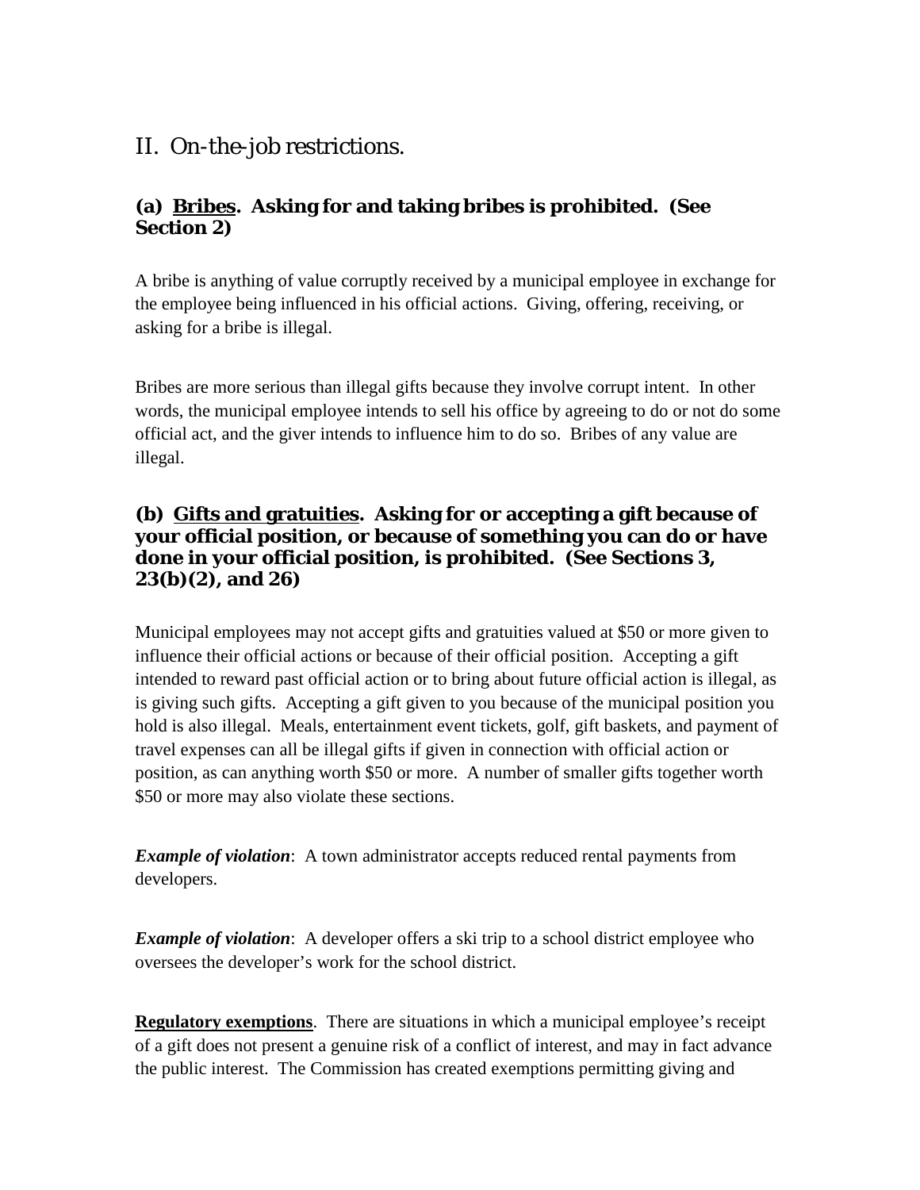## II. On-the-job restrictions.

### (a) <u>Bribes</u>. Asking for and taking bribes is prohibited. (See Section 2)

A bribe is anything of value corruptly received by a municipal employee in exchange for the employee being influenced in his official actions. Giving, offering, receiving, or asking for a bribe is illegal.

Bribes are more serious than illegal gifts because they involve corrupt intent. In other words, the municipal employee intends to sell his office by agreeing to do or not do some official act, and the giver intends to influence him to do so. Bribes of any value are illegal.

### (b) <u>Gifts and gratuities</u>. Asking for or accepting a gift because of your official position, or because of something you can do or have done in your official position, is prohibited. (See Sections 3, 23(b)(2), and 26)

Municipal employees may not accept gifts and gratuities valued at $50 or more given to influence their official actions or because of their official position. Accepting a gift intended to reward past official action or to bring about future official action is illegal, as is giving such gifts. Accepting a gift given to you because of the municipal position you hold is also illegal. Meals, entertainment event tickets, golf, gift baskets, and payment of travel expenses can all be illegal gifts if given in connection with official action or position, as can anything worth $50 or more. A number of smaller gifts together worth $50 or more may also violate these sections.

***Example of violation***: A town administrator accepts reduced rental payments from developers.

***Example of violation***: A developer offers a ski trip to a school district employee who oversees the developer's work for the school district.

**<u>Regulatory exemptions</u>**. There are situations in which a municipal employee's receipt of a gift does not present a genuine risk of a conflict of interest, and may in fact advance the public interest. The Commission has created exemptions permitting giving and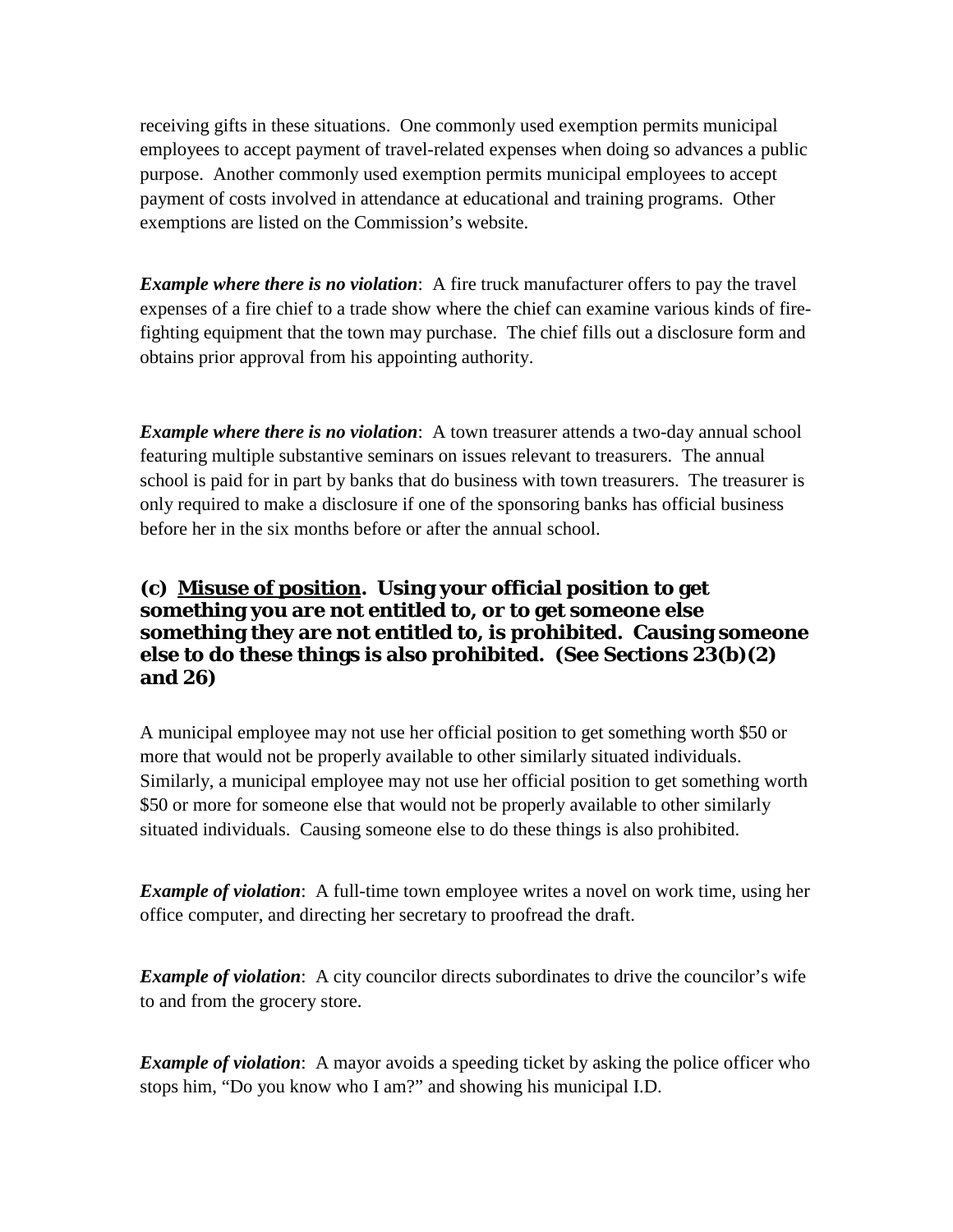receiving gifts in these situations. One commonly used exemption permits municipal employees to accept payment of travel-related expenses when doing so advances a public purpose. Another commonly used exemption permits municipal employees to accept payment of costs involved in attendance at educational and training programs. Other exemptions are listed on the Commission's website.

***Example where there is no violation***: A fire truck manufacturer offers to pay the travel expenses of a fire chief to a trade show where the chief can examine various kinds of fire-fighting equipment that the town may purchase. The chief fills out a disclosure form and obtains prior approval from his appointing authority.

***Example where there is no violation***: A town treasurer attends a two-day annual school featuring multiple substantive seminars on issues relevant to treasurers. The annual school is paid for in part by banks that do business with town treasurers. The treasurer is only required to make a disclosure if one of the sponsoring banks has official business before her in the six months before or after the annual school.

### (c) <u>Misuse of position</u>. Using your official position to get something you are not entitled to, or to get someone else something they are not entitled to, is prohibited. Causing someone else to do these things is also prohibited. (See Sections 23(b)(2) and 26)

A municipal employee may not use her official position to get something worth $50 or more that would not be properly available to other similarly situated individuals. Similarly, a municipal employee may not use her official position to get something worth $50 or more for someone else that would not be properly available to other similarly situated individuals. Causing someone else to do these things is also prohibited.

***Example of violation***: A full-time town employee writes a novel on work time, using her office computer, and directing her secretary to proofread the draft.

***Example of violation***: A city councilor directs subordinates to drive the councilor's wife to and from the grocery store.

***Example of violation***: A mayor avoids a speeding ticket by asking the police officer who stops him, "Do you know who I am?" and showing his municipal I.D.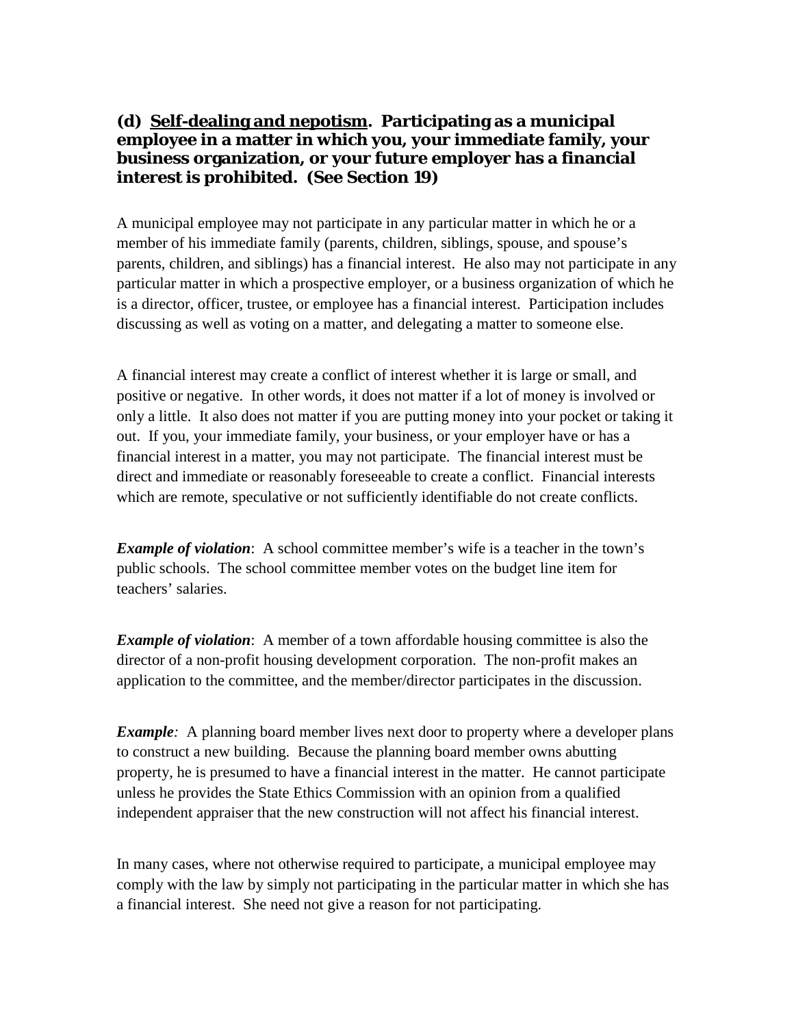**(d) <u>Self-dealing and nepotism</u>. Participating as a municipal employee in a matter in which you, your immediate family, your business organization, or your future employer has a financial interest is prohibited. (See Section 19)**

A municipal employee may not participate in any particular matter in which he or a member of his immediate family (parents, children, siblings, spouse, and spouse's parents, children, and siblings) has a financial interest. He also may not participate in any particular matter in which a prospective employer, or a business organization of which he is a director, officer, trustee, or employee has a financial interest. Participation includes discussing as well as voting on a matter, and delegating a matter to someone else.

A financial interest may create a conflict of interest whether it is large or small, and positive or negative. In other words, it does not matter if a lot of money is involved or only a little. It also does not matter if you are putting money into your pocket or taking it out. If you, your immediate family, your business, or your employer have or has a financial interest in a matter, you may not participate. The financial interest must be direct and immediate or reasonably foreseeable to create a conflict. Financial interests which are remote, speculative or not sufficiently identifiable do not create conflicts.

***Example of violation***: A school committee member's wife is a teacher in the town's public schools. The school committee member votes on the budget line item for teachers' salaries.

***Example of violation***: A member of a town affordable housing committee is also the director of a non-profit housing development corporation. The non-profit makes an application to the committee, and the member/director participates in the discussion.

***Example:*** A planning board member lives next door to property where a developer plans to construct a new building. Because the planning board member owns abutting property, he is presumed to have a financial interest in the matter. He cannot participate unless he provides the State Ethics Commission with an opinion from a qualified independent appraiser that the new construction will not affect his financial interest.

In many cases, where not otherwise required to participate, a municipal employee may comply with the law by simply not participating in the particular matter in which she has a financial interest. She need not give a reason for not participating.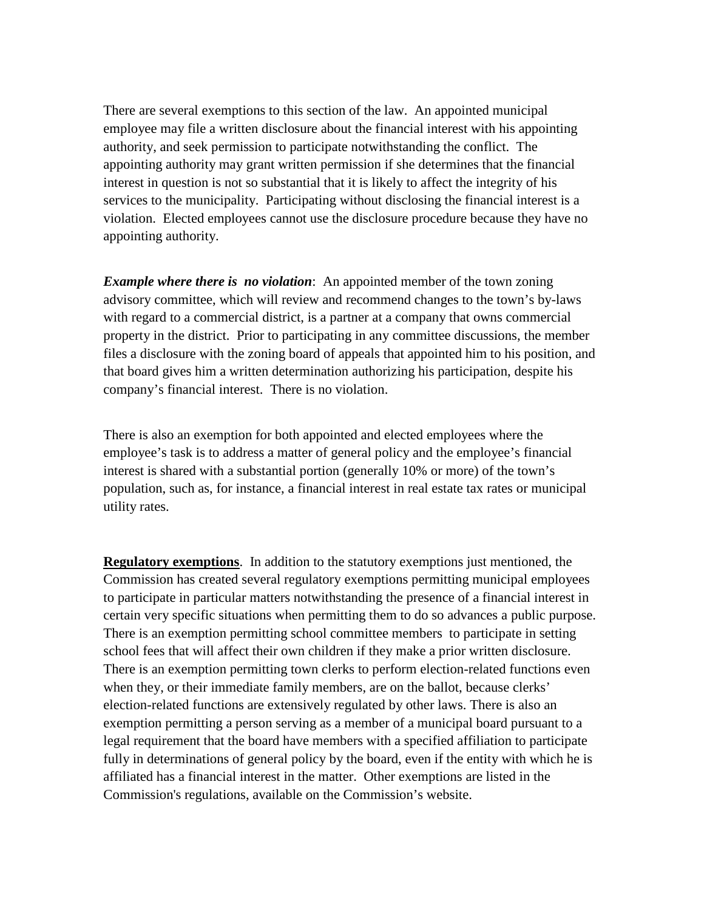There are several exemptions to this section of the law. An appointed municipal employee may file a written disclosure about the financial interest with his appointing authority, and seek permission to participate notwithstanding the conflict. The appointing authority may grant written permission if she determines that the financial interest in question is not so substantial that it is likely to affect the integrity of his services to the municipality. Participating without disclosing the financial interest is a violation. Elected employees cannot use the disclosure procedure because they have no appointing authority.

***Example where there is no violation***: An appointed member of the town zoning advisory committee, which will review and recommend changes to the town's by-laws with regard to a commercial district, is a partner at a company that owns commercial property in the district. Prior to participating in any committee discussions, the member files a disclosure with the zoning board of appeals that appointed him to his position, and that board gives him a written determination authorizing his participation, despite his company's financial interest. There is no violation.

There is also an exemption for both appointed and elected employees where the employee's task is to address a matter of general policy and the employee's financial interest is shared with a substantial portion (generally 10% or more) of the town's population, such as, for instance, a financial interest in real estate tax rates or municipal utility rates.

**Regulatory exemptions**. In addition to the statutory exemptions just mentioned, the Commission has created several regulatory exemptions permitting municipal employees to participate in particular matters notwithstanding the presence of a financial interest in certain very specific situations when permitting them to do so advances a public purpose. There is an exemption permitting school committee members to participate in setting school fees that will affect their own children if they make a prior written disclosure. There is an exemption permitting town clerks to perform election-related functions even when they, or their immediate family members, are on the ballot, because clerks' election-related functions are extensively regulated by other laws. There is also an exemption permitting a person serving as a member of a municipal board pursuant to a legal requirement that the board have members with a specified affiliation to participate fully in determinations of general policy by the board, even if the entity with which he is affiliated has a financial interest in the matter. Other exemptions are listed in the Commission's regulations, available on the Commission's website.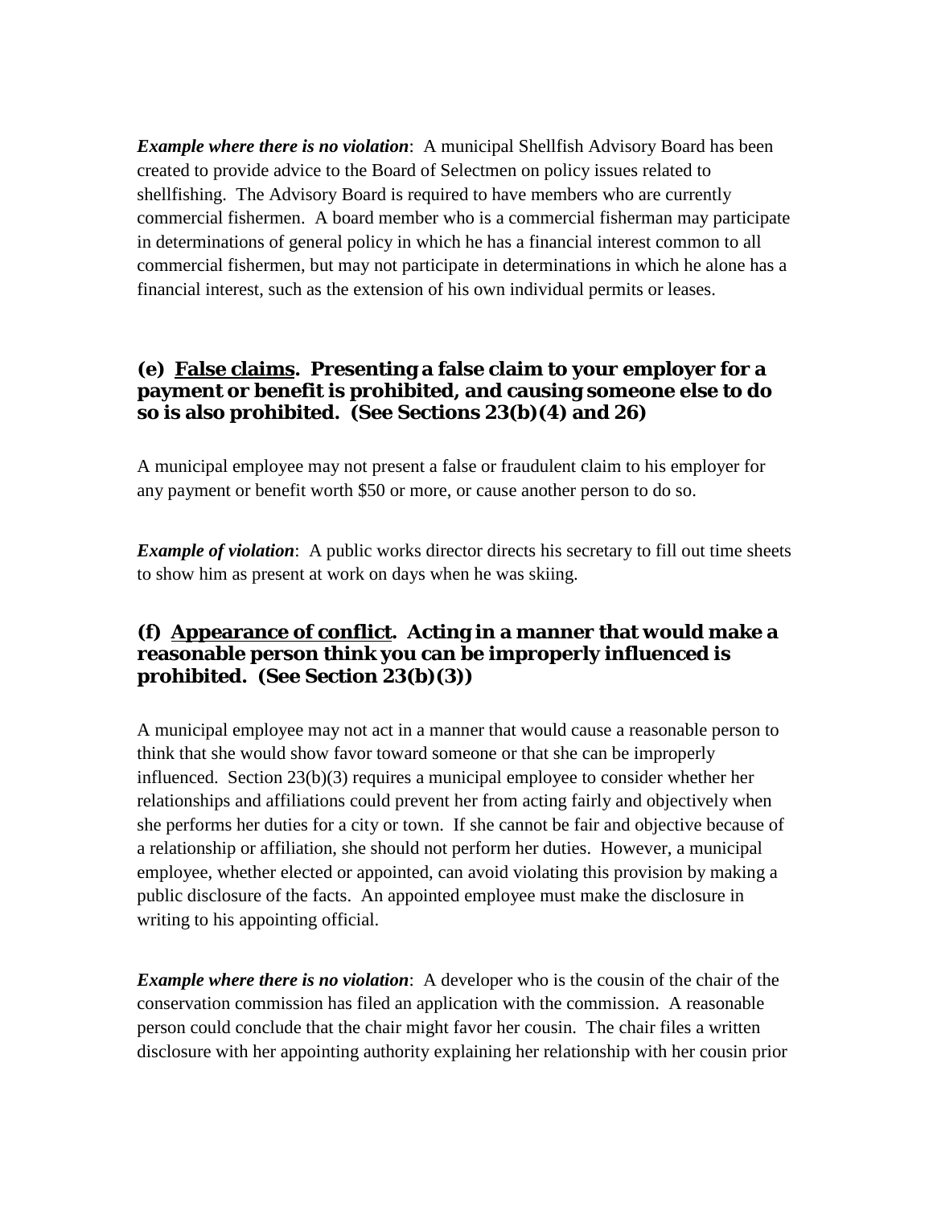***Example where there is no violation***: A municipal Shellfish Advisory Board has been created to provide advice to the Board of Selectmen on policy issues related to shellfishing. The Advisory Board is required to have members who are currently commercial fishermen. A board member who is a commercial fisherman may participate in determinations of general policy in which he has a financial interest common to all commercial fishermen, but may not participate in determinations in which he alone has a financial interest, such as the extension of his own individual permits or leases.

### (e) <u>False claims</u>. Presenting a false claim to your employer for a payment or benefit is prohibited, and causing someone else to do so is also prohibited. (See Sections 23(b)(4) and 26)

A municipal employee may not present a false or fraudulent claim to his employer for any payment or benefit worth $50 or more, or cause another person to do so.

***Example of violation***: A public works director directs his secretary to fill out time sheets to show him as present at work on days when he was skiing.

### (f) <u>Appearance of conflict</u>. Acting in a manner that would make a reasonable person think you can be improperly influenced is prohibited. (See Section 23(b)(3))

A municipal employee may not act in a manner that would cause a reasonable person to think that she would show favor toward someone or that she can be improperly influenced. Section 23(b)(3) requires a municipal employee to consider whether her relationships and affiliations could prevent her from acting fairly and objectively when she performs her duties for a city or town. If she cannot be fair and objective because of a relationship or affiliation, she should not perform her duties. However, a municipal employee, whether elected or appointed, can avoid violating this provision by making a public disclosure of the facts. An appointed employee must make the disclosure in writing to his appointing official.

***Example where there is no violation***: A developer who is the cousin of the chair of the conservation commission has filed an application with the commission. A reasonable person could conclude that the chair might favor her cousin. The chair files a written disclosure with her appointing authority explaining her relationship with her cousin prior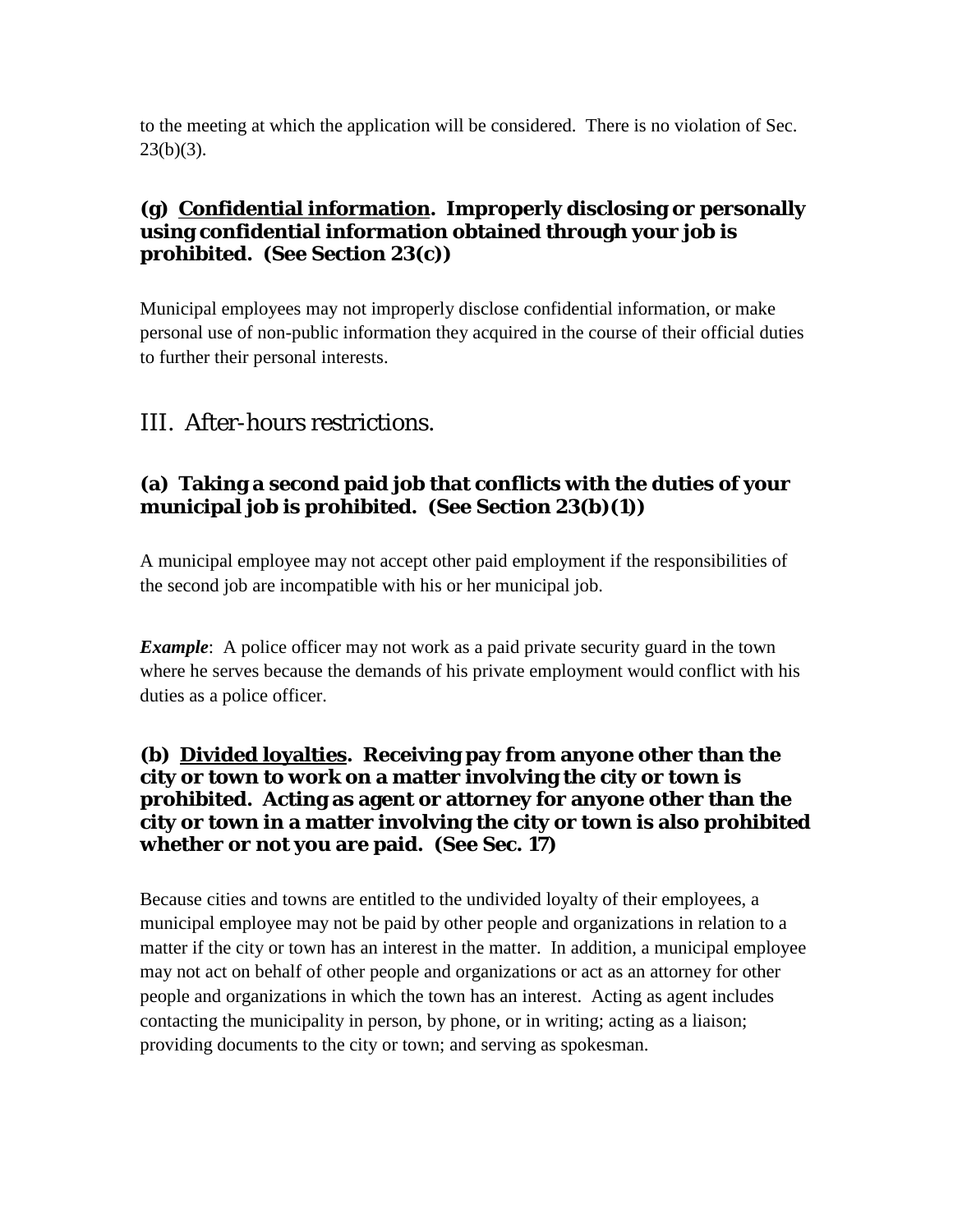to the meeting at which the application will be considered. There is no violation of Sec. 23(b)(3).

### (g) <u>Confidential information</u>. Improperly disclosing or personally using confidential information obtained through your job is prohibited. (See Section 23(c))

Municipal employees may not improperly disclose confidential information, or make personal use of non-public information they acquired in the course of their official duties to further their personal interests.

## III. After-hours restrictions.

### (a) Taking a second paid job that conflicts with the duties of your municipal job is prohibited. (See Section 23(b)(1))

A municipal employee may not accept other paid employment if the responsibilities of the second job are incompatible with his or her municipal job.

***Example***: A police officer may not work as a paid private security guard in the town where he serves because the demands of his private employment would conflict with his duties as a police officer.

### (b) <u>Divided loyalties</u>. Receiving pay from anyone other than the city or town to work on a matter involving the city or town is prohibited. Acting as agent or attorney for anyone other than the city or town in a matter involving the city or town is also prohibited whether or not you are paid. (See Sec. 17)

Because cities and towns are entitled to the undivided loyalty of their employees, a municipal employee may not be paid by other people and organizations in relation to a matter if the city or town has an interest in the matter. In addition, a municipal employee may not act on behalf of other people and organizations or act as an attorney for other people and organizations in which the town has an interest. Acting as agent includes contacting the municipality in person, by phone, or in writing; acting as a liaison; providing documents to the city or town; and serving as spokesman.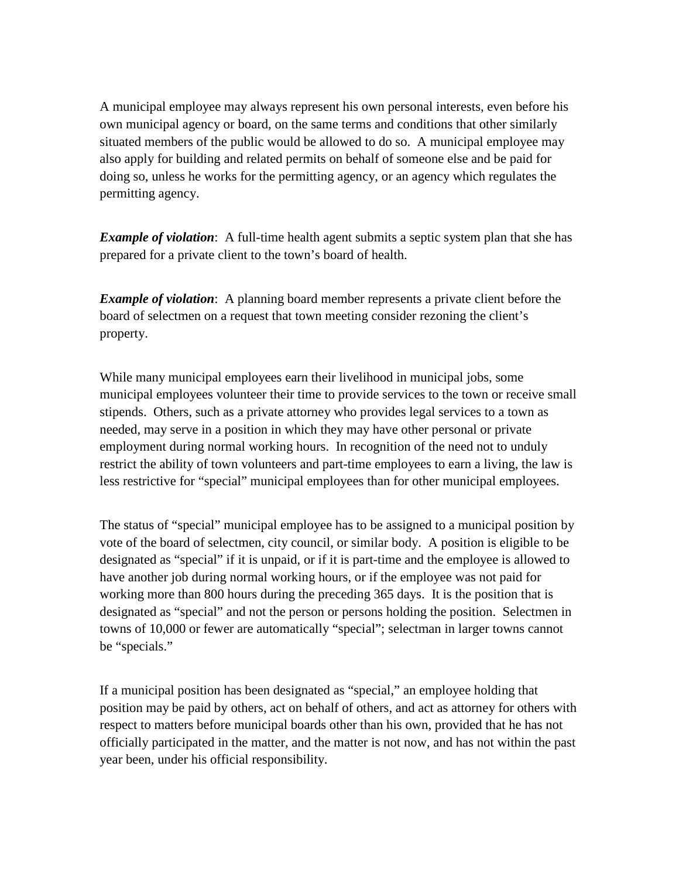A municipal employee may always represent his own personal interests, even before his own municipal agency or board, on the same terms and conditions that other similarly situated members of the public would be allowed to do so. A municipal employee may also apply for building and related permits on behalf of someone else and be paid for doing so, unless he works for the permitting agency, or an agency which regulates the permitting agency.

***Example of violation***: A full-time health agent submits a septic system plan that she has prepared for a private client to the town's board of health.

***Example of violation***: A planning board member represents a private client before the board of selectmen on a request that town meeting consider rezoning the client's property.

While many municipal employees earn their livelihood in municipal jobs, some municipal employees volunteer their time to provide services to the town or receive small stipends. Others, such as a private attorney who provides legal services to a town as needed, may serve in a position in which they may have other personal or private employment during normal working hours. In recognition of the need not to unduly restrict the ability of town volunteers and part-time employees to earn a living, the law is less restrictive for "special" municipal employees than for other municipal employees.

The status of "special" municipal employee has to be assigned to a municipal position by vote of the board of selectmen, city council, or similar body. A position is eligible to be designated as "special" if it is unpaid, or if it is part-time and the employee is allowed to have another job during normal working hours, or if the employee was not paid for working more than 800 hours during the preceding 365 days. It is the position that is designated as "special" and not the person or persons holding the position. Selectmen in towns of 10,000 or fewer are automatically "special"; selectman in larger towns cannot be "specials."

If a municipal position has been designated as "special," an employee holding that position may be paid by others, act on behalf of others, and act as attorney for others with respect to matters before municipal boards other than his own, provided that he has not officially participated in the matter, and the matter is not now, and has not within the past year been, under his official responsibility.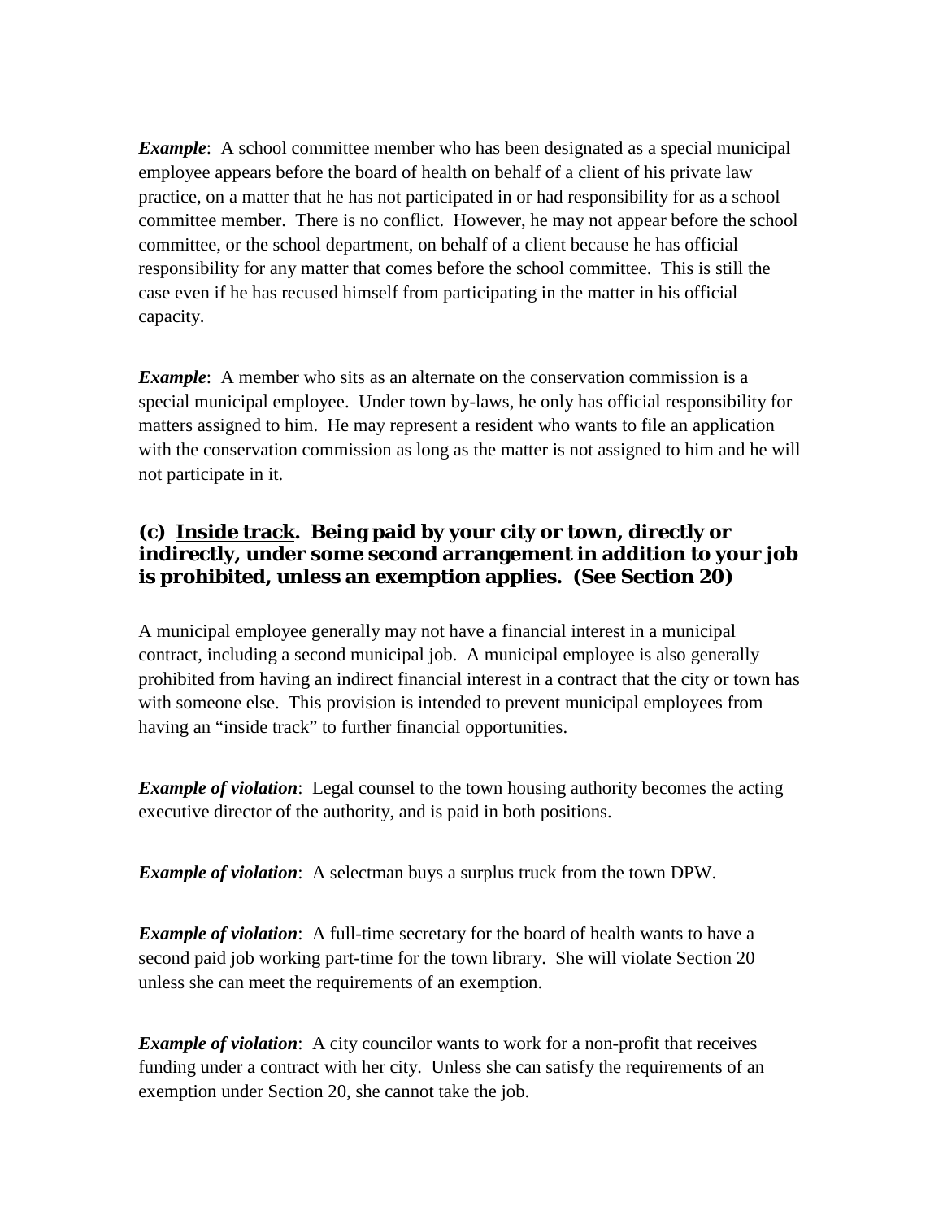***Example***: A school committee member who has been designated as a special municipal employee appears before the board of health on behalf of a client of his private law practice, on a matter that he has not participated in or had responsibility for as a school committee member. There is no conflict. However, he may not appear before the school committee, or the school department, on behalf of a client because he has official responsibility for any matter that comes before the school committee. This is still the case even if he has recused himself from participating in the matter in his official capacity.

***Example***: A member who sits as an alternate on the conservation commission is a special municipal employee. Under town by-laws, he only has official responsibility for matters assigned to him. He may represent a resident who wants to file an application with the conservation commission as long as the matter is not assigned to him and he will not participate in it.

### (c) <u>Inside track</u>. Being paid by your city or town, directly or indirectly, under some second arrangement in addition to your job is prohibited, unless an exemption applies. (See Section 20)

A municipal employee generally may not have a financial interest in a municipal contract, including a second municipal job. A municipal employee is also generally prohibited from having an indirect financial interest in a contract that the city or town has with someone else. This provision is intended to prevent municipal employees from having an "inside track" to further financial opportunities.

***Example of violation***: Legal counsel to the town housing authority becomes the acting executive director of the authority, and is paid in both positions.

***Example of violation***: A selectman buys a surplus truck from the town DPW.

***Example of violation***: A full-time secretary for the board of health wants to have a second paid job working part-time for the town library. She will violate Section 20 unless she can meet the requirements of an exemption.

***Example of violation***: A city councilor wants to work for a non-profit that receives funding under a contract with her city. Unless she can satisfy the requirements of an exemption under Section 20, she cannot take the job.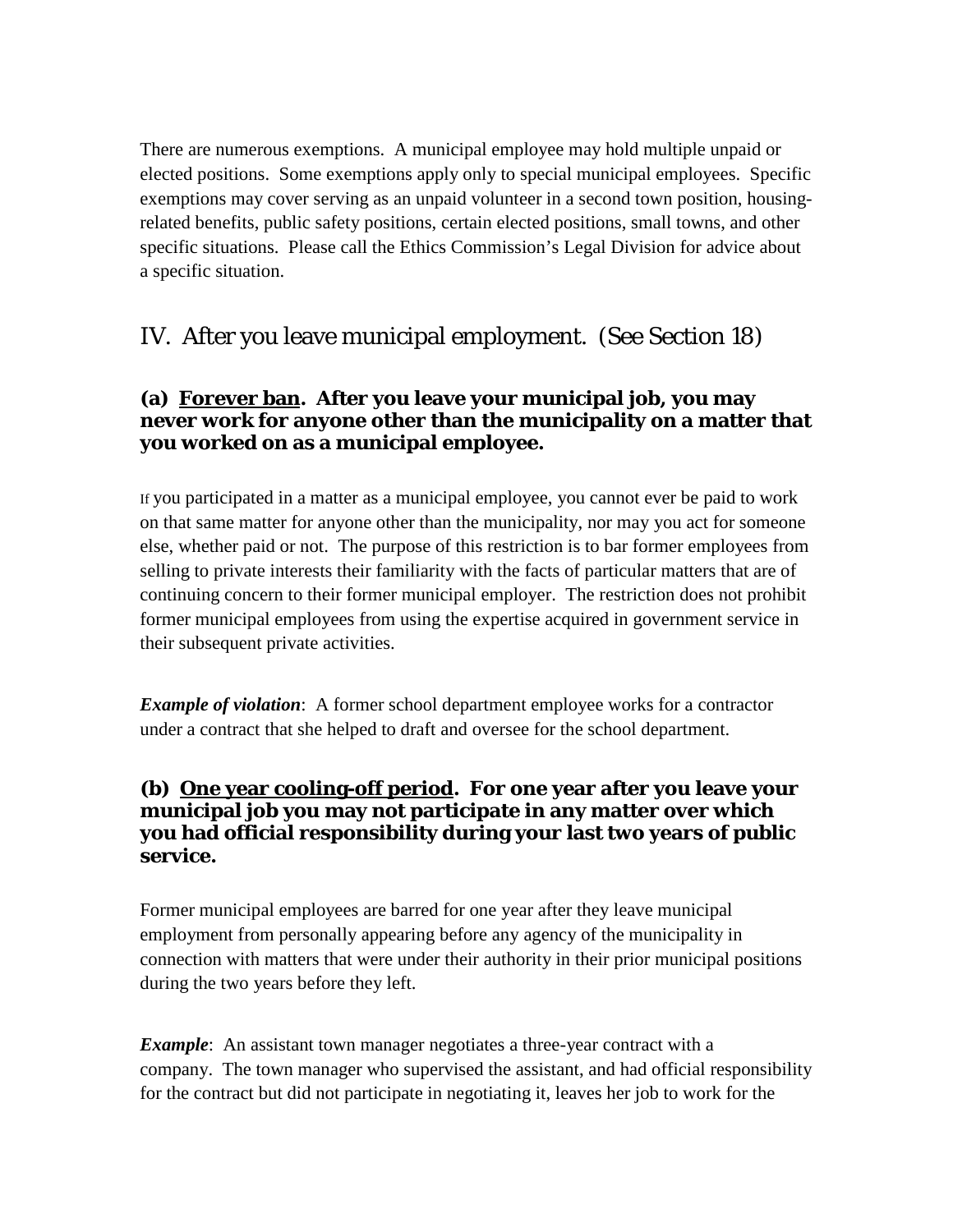There are numerous exemptions. A municipal employee may hold multiple unpaid or elected positions. Some exemptions apply only to special municipal employees. Specific exemptions may cover serving as an unpaid volunteer in a second town position, housing-related benefits, public safety positions, certain elected positions, small towns, and other specific situations. Please call the Ethics Commission's Legal Division for advice about a specific situation.

## IV. After you leave municipal employment. (See Section 18)

### (a) <u>Forever ban</u>. After you leave your municipal job, you may never work for anyone other than the municipality on a matter that you worked on as a municipal employee.

If you participated in a matter as a municipal employee, you cannot ever be paid to work on that same matter for anyone other than the municipality, nor may you act for someone else, whether paid or not. The purpose of this restriction is to bar former employees from selling to private interests their familiarity with the facts of particular matters that are of continuing concern to their former municipal employer. The restriction does not prohibit former municipal employees from using the expertise acquired in government service in their subsequent private activities.

***Example of violation***: A former school department employee works for a contractor under a contract that she helped to draft and oversee for the school department.

### (b) <u>One year cooling-off period</u>. For one year after you leave your municipal job you may not participate in any matter over which you had official responsibility during your last two years of public service.

Former municipal employees are barred for one year after they leave municipal employment from personally appearing before any agency of the municipality in connection with matters that were under their authority in their prior municipal positions during the two years before they left.

***Example***: An assistant town manager negotiates a three-year contract with a company. The town manager who supervised the assistant, and had official responsibility for the contract but did not participate in negotiating it, leaves her job to work for the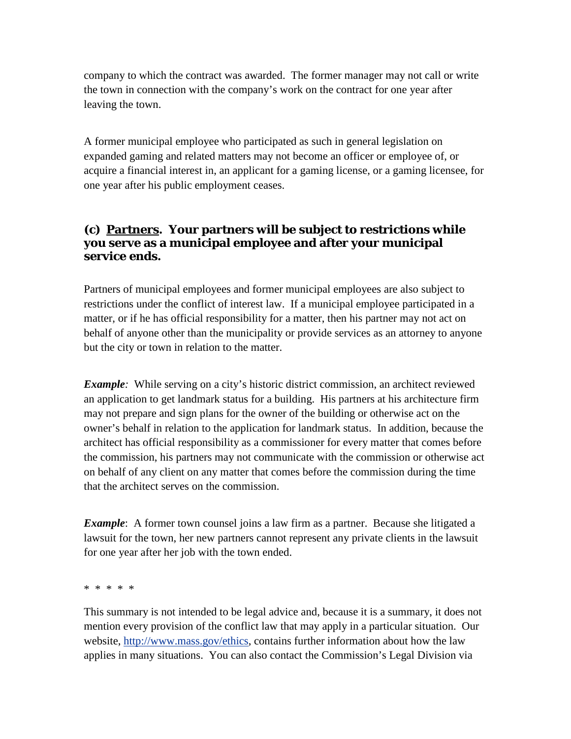company to which the contract was awarded. The former manager may not call or write the town in connection with the company's work on the contract for one year after leaving the town.

A former municipal employee who participated as such in general legislation on expanded gaming and related matters may not become an officer or employee of, or acquire a financial interest in, an applicant for a gaming license, or a gaming licensee, for one year after his public employment ceases.

### (c) <u>Partners</u>. Your partners will be subject to restrictions while you serve as a municipal employee and after your municipal service ends.

Partners of municipal employees and former municipal employees are also subject to restrictions under the conflict of interest law. If a municipal employee participated in a matter, or if he has official responsibility for a matter, then his partner may not act on behalf of anyone other than the municipality or provide services as an attorney to anyone but the city or town in relation to the matter.

***Example:*** While serving on a city's historic district commission, an architect reviewed an application to get landmark status for a building. His partners at his architecture firm may not prepare and sign plans for the owner of the building or otherwise act on the owner's behalf in relation to the application for landmark status. In addition, because the architect has official responsibility as a commissioner for every matter that comes before the commission, his partners may not communicate with the commission or otherwise act on behalf of any client on any matter that comes before the commission during the time that the architect serves on the commission.

***Example***: A former town counsel joins a law firm as a partner. Because she litigated a lawsuit for the town, her new partners cannot represent any private clients in the lawsuit for one year after her job with the town ended.

\* \* \* \* \*

This summary is not intended to be legal advice and, because it is a summary, it does not mention every provision of the conflict law that may apply in a particular situation. Our website, [http://www.mass.gov/ethics](http://www.mass.gov/ethics), contains further information about how the law applies in many situations. You can also contact the Commission's Legal Division via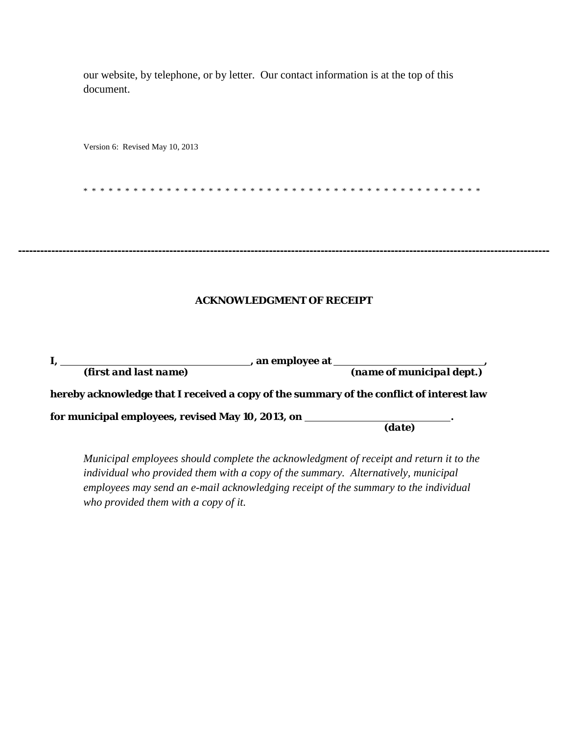our website, by telephone, or by letter. Our contact information is at the top of this document.

Version 6: Revised May 10, 2013

\* \* \* \* \* \* \* \* \* \* \* \* \* \* \* \* \* \* \* \* \* \* \* \* \* \* \* \* \* \* \* \* \* \* \* \* \* \* \* \* \* \* \* \* \* \* \* \* \* \* \* \* \* \* \*

---

**ACKNOWLEDGMENT OF RECEIPT**

**I, \_\_\_\_\_\_\_\_\_\_\_\_\_\_\_\_\_\_\_\_\_\_\_\_\_\_\_\_\_\_, an employee at \_\_\_\_\_\_\_\_\_\_\_\_\_\_\_\_\_\_\_\_\_\_\_\_\_\_\_\_,**
***(first and last name)*** ***(name of municipal dept.)***

**hereby acknowledge that I received a copy of the summary of the conflict of interest law**

**for municipal employees, revised May 10, 2013, on \_\_\_\_\_\_\_\_\_\_\_\_\_\_\_\_\_\_\_\_\_\_\_\_\_\_\_\_.**
***(date)***

*Municipal employees should complete the acknowledgment of receipt and return it to the individual who provided them with a copy of the summary. Alternatively, municipal employees may send an e-mail acknowledging receipt of the summary to the individual who provided them with a copy of it.*